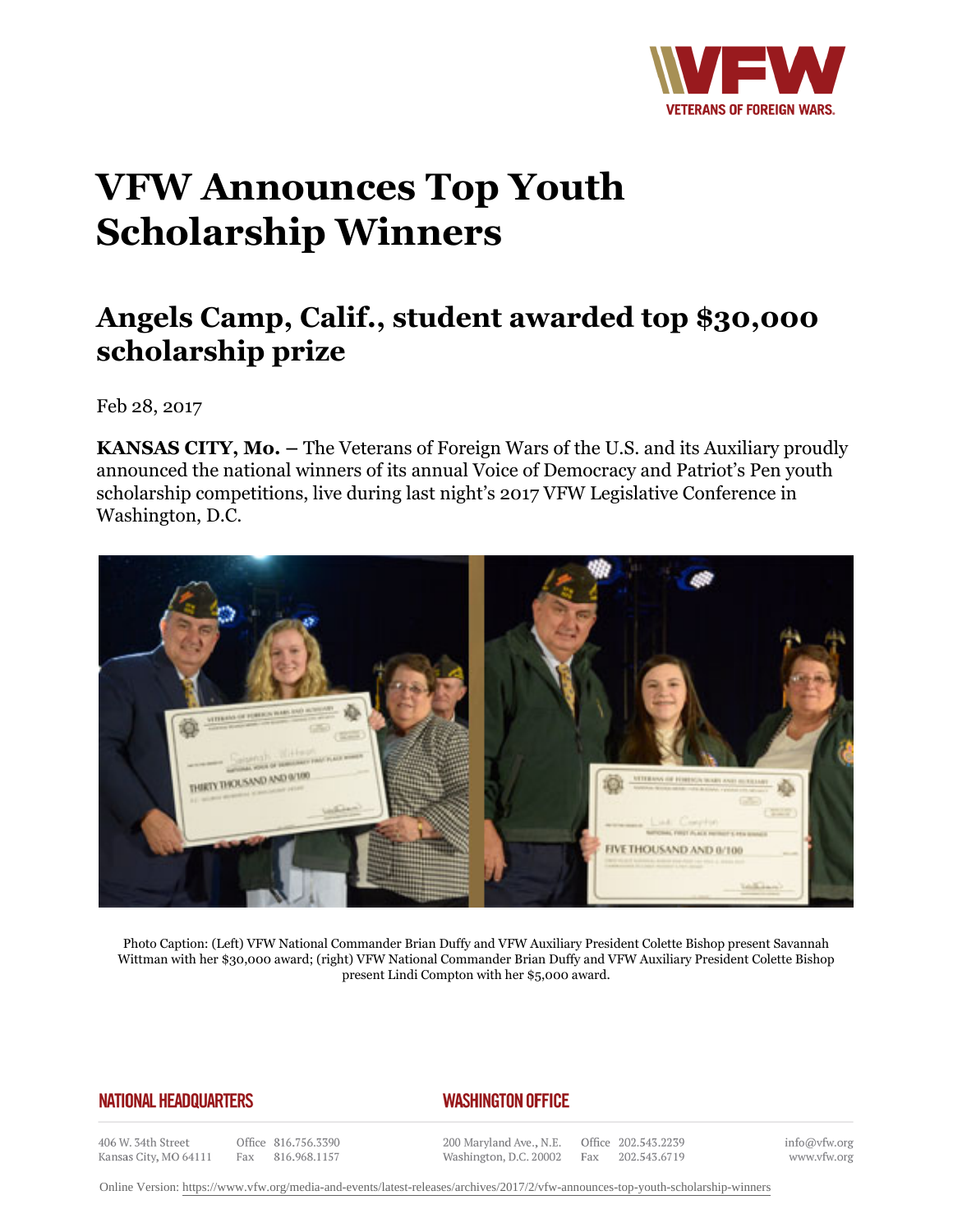# VFW Announces Top Youth Scholarship Winners

## Angels Camp, Calif., student awarded top $30,000 scholarship prize

Feb 28, 2017

**KANSAS CITY, Mo. –** The Veterans of Foreign Wars of the U.S. and its Auxiliary proudly announced the national winners of its annual Voice of Democracy and Patriot's Pen youth scholarship competitions, live during last night's 2017 VFW Legislative Conference in Washington, D.C.

Photo Caption: (Left) VFW National Commander Brian Duffy and VFW Auxiliary President Colette Bishop present Savannah Wittman with her $30,000 award; (right) VFW National Commander Brian Duffy and VFW Auxiliary President Colette Bishop present Lindi Compton with her $5,000 award.

**NATIONAL HEADQUARTERS**

406 W. 34th Street
Kansas City, MO 64111
Office 816.756.3390
Fax 816.968.1157

**WASHINGTON OFFICE**

200 Maryland Ave., N.E.
Washington, D.C. 20002
Office 202.543.2239
Fax 202.543.6719

info@vfw.org
www.vfw.org

Online Version: https://www.vfw.org/media-and-events/latest-releases/archives/2017/2/vfw-announces-top-youth-scholarship-winners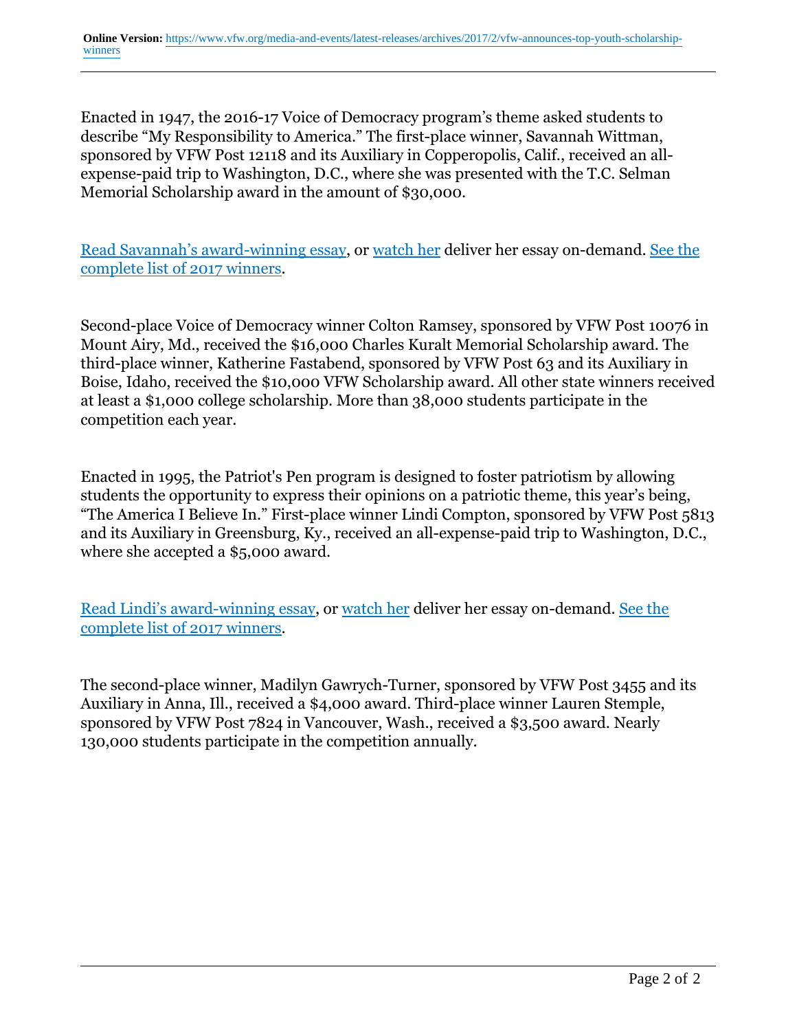Online Version: https://www.vfw.org/media-and-events/latest-releases/archives/2017/2/vfw-announces-top-youth-scholarship-winners

Enacted in 1947, the 2016-17 Voice of Democracy program's theme asked students to describe "My Responsibility to America." The first-place winner, Savannah Wittman, sponsored by VFW Post 12118 and its Auxiliary in Copperopolis, Calif., received an all-expense-paid trip to Washington, D.C., where she was presented with the T.C. Selman Memorial Scholarship award in the amount of $30,000.

Read Savannah's award-winning essay, or watch her deliver her essay on-demand. See the complete list of 2017 winners.

Second-place Voice of Democracy winner Colton Ramsey, sponsored by VFW Post 10076 in Mount Airy, Md., received the $16,000 Charles Kuralt Memorial Scholarship award. The third-place winner, Katherine Fastabend, sponsored by VFW Post 63 and its Auxiliary in Boise, Idaho, received the $10,000 VFW Scholarship award. All other state winners received at least a $1,000 college scholarship. More than 38,000 students participate in the competition each year.

Enacted in 1995, the Patriot's Pen program is designed to foster patriotism by allowing students the opportunity to express their opinions on a patriotic theme, this year's being, "The America I Believe In." First-place winner Lindi Compton, sponsored by VFW Post 5813 and its Auxiliary in Greensburg, Ky., received an all-expense-paid trip to Washington, D.C., where she accepted a $5,000 award.

Read Lindi's award-winning essay, or watch her deliver her essay on-demand. See the complete list of 2017 winners.

The second-place winner, Madilyn Gawrych-Turner, sponsored by VFW Post 3455 and its Auxiliary in Anna, Ill., received a $4,000 award. Third-place winner Lauren Stemple, sponsored by VFW Post 7824 in Vancouver, Wash., received a $3,500 award. Nearly 130,000 students participate in the competition annually.